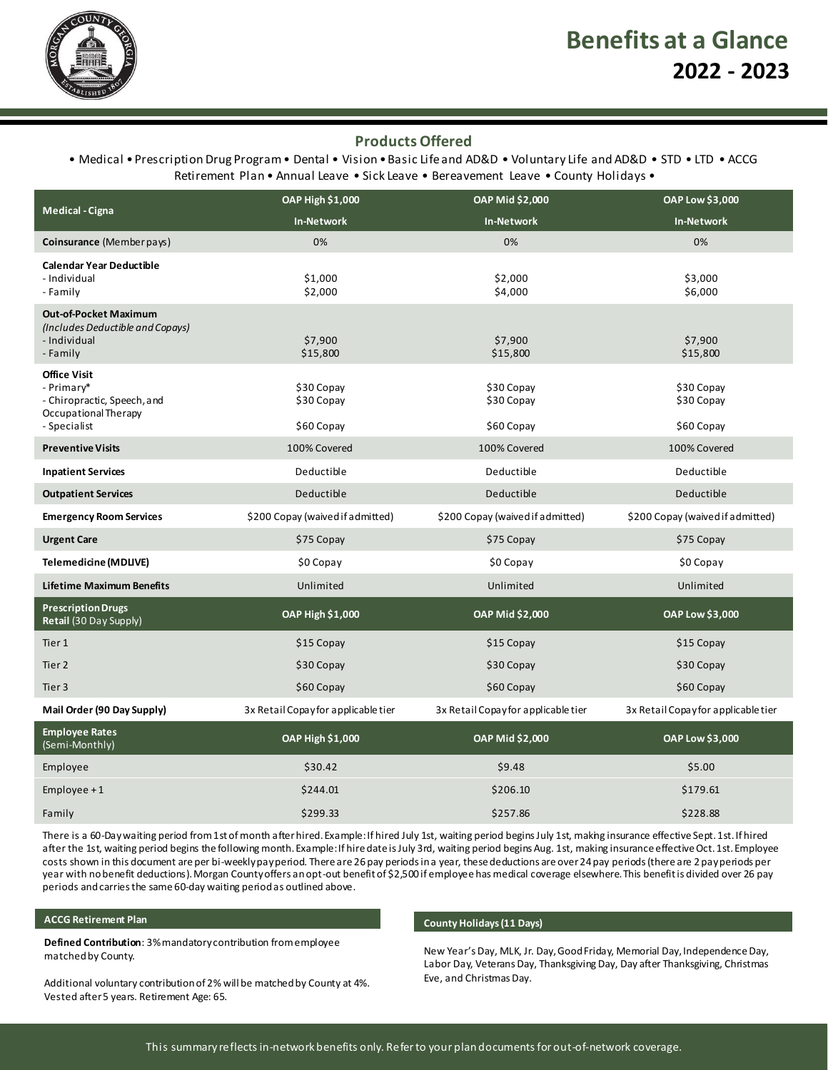# Benefits at a Glance
## 2022 - 2023

### Products Offered

• Medical • Prescription Drug Program • Dental • Vision • Basic Life and AD&D • Voluntary Life and AD&D • STD • LTD • ACCG Retirement Plan • Annual Leave • Sick Leave • Bereavement Leave • County Holidays •

| Medical - Cigna | OAP High $1,000 In-Network | OAP Mid $2,000 In-Network | OAP Low $3,000 In-Network |
|---|---|---|---|
| **Coinsurance** (Member pays) | 0% | 0% | 0% |
| **Calendar Year Deductible**<br>- Individual<br>- Family | $1,000<br>$2,000 | $2,000<br>$4,000 | $3,000<br>$6,000 |
| **Out-of-Pocket Maximum**<br>*(Includes Deductible and Copays)*<br>- Individual<br>- Family | $7,900<br>$15,800 | $7,900<br>$15,800 | $7,900<br>$15,800 |
| **Office Visit**<br>- Primary*<br>- Chiropractic, Speech, and Occupational Therapy<br>- Specialist | $30 Copay<br>$30 Copay<br>$60 Copay | $30 Copay<br>$30 Copay<br>$60 Copay | $30 Copay<br>$30 Copay<br>$60 Copay |
| **Preventive Visits** | 100% Covered | 100% Covered | 100% Covered |
| **Inpatient Services** | Deductible | Deductible | Deductible |
| **Outpatient Services** | Deductible | Deductible | Deductible |
| **Emergency Room Services** | $200 Copay (waived if admitted) | $200 Copay (waived if admitted) | $200 Copay (waived if admitted) |
| **Urgent Care** | $75 Copay | $75 Copay | $75 Copay |
| **Telemedicine (MDLIVE)** | $0 Copay | $0 Copay | $0 Copay |
| **Lifetime Maximum Benefits** | Unlimited | Unlimited | Unlimited |

| Prescription Drugs Retail (30 Day Supply) | OAP High $1,000 | OAP Mid $2,000 | OAP Low $3,000 |
|---|---|---|---|
| Tier 1 | $15 Copay | $15 Copay | $15 Copay |
| Tier 2 | $30 Copay | $30 Copay | $30 Copay |
| Tier 3 | $60 Copay | $60 Copay | $60 Copay |
| **Mail Order (90 Day Supply)** | 3x Retail Copay for applicable tier | 3x Retail Copay for applicable tier | 3x Retail Copay for applicable tier |

| Employee Rates (Semi-Monthly) | OAP High $1,000 | OAP Mid $2,000 | OAP Low $3,000 |
|---|---|---|---|
| Employee | $30.42 | $9.48 | $5.00 |
| Employee + 1 | $244.01 | $206.10 | $179.61 |
| Family | $299.33 | $257.86 | $228.88 |

There is a 60-Day waiting period from 1st of month after hired. Example: If hired July 1st, waiting period begins July 1st, making insurance effective Sept. 1st. If hired after the 1st, waiting period begins the following month. Example: If hire date is July 3rd, waiting period begins Aug. 1st, making insurance effective Oct. 1st. Employee costs shown in this document are per bi-weekly pay period. There are 26 pay periods in a year, these deductions are over 24 pay periods (there are 2 pay periods per year with no benefit deductions). Morgan County offers an opt-out benefit of $2,500 if employee has medical coverage elsewhere. This benefit is divided over 26 pay periods and carries the same 60-day waiting period as outlined above.

#### ACCG Retirement Plan

**Defined Contribution**: 3% mandatory contribution from employee matched by County.

Additional voluntary contribution of 2% will be matched by County at 4%. Vested after 5 years. Retirement Age: 65.

#### County Holidays (11 Days)

New Year's Day, MLK, Jr. Day, Good Friday, Memorial Day, Independence Day, Labor Day, Veterans Day, Thanksgiving Day, Day after Thanksgiving, Christmas Eve, and Christmas Day.

This summary reflects in-network benefits only. Refer to your plan documents for out-of-network coverage.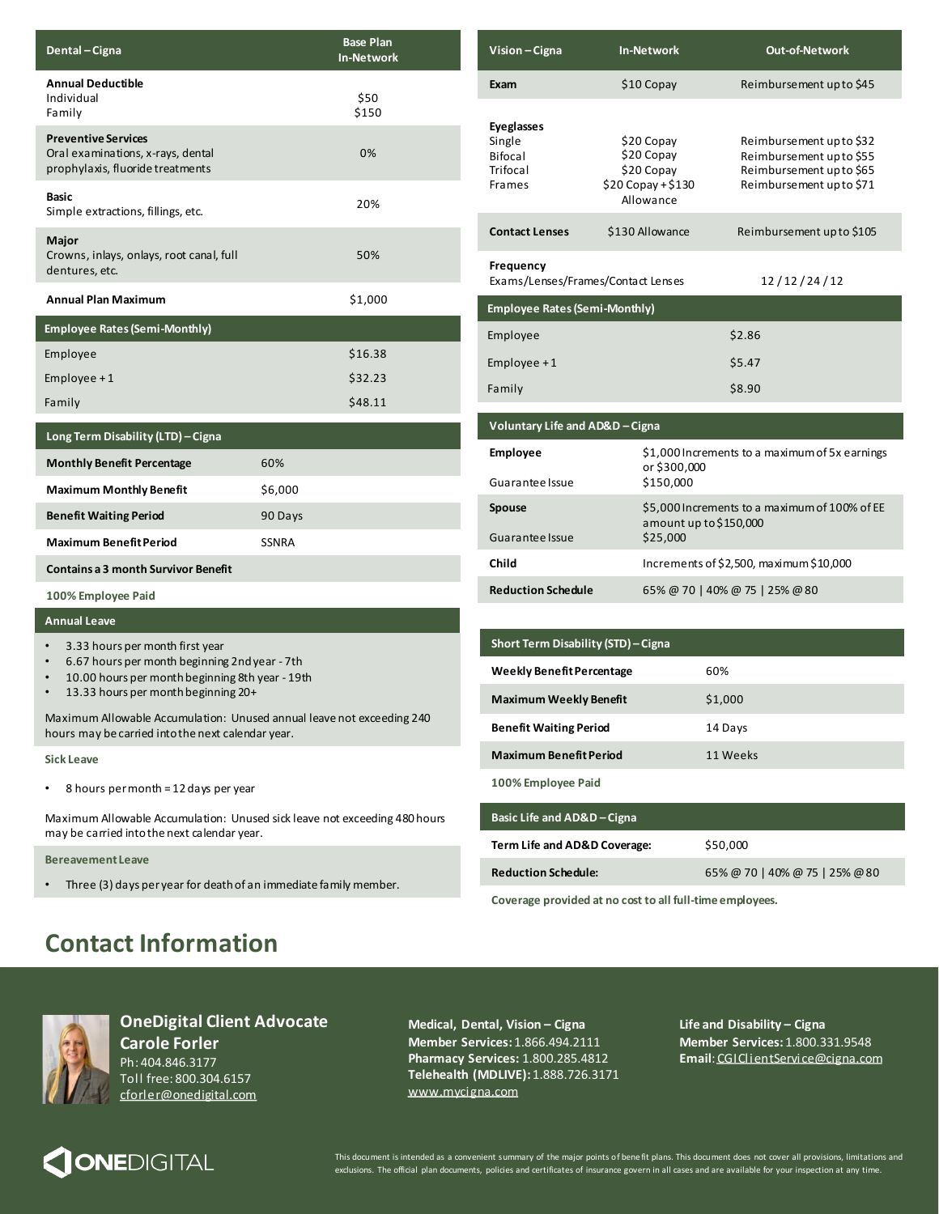| Dental – Cigna | Base Plan In-Network |
|---|---|
| **Annual Deductible**<br>Individual<br>Family | <br>$50<br>$150 |
| **Preventive Services**<br>Oral examinations, x-rays, dental prophylaxis, fluoride treatments | 0% |
| **Basic**<br>Simple extractions, fillings, etc. | 20% |
| **Major**<br>Crowns, inlays, onlays, root canal, full dentures, etc. | 50% |
| **Annual Plan Maximum** | $1,000 |
| **Employee Rates (Semi-Monthly)** | |
| Employee | $16.38 |
| Employee + 1 | $32.23 |
| Family | $48.11 |

| Long Term Disability (LTD) – Cigna | |
|---|---|
| **Monthly Benefit Percentage** | 60% |
| **Maximum Monthly Benefit** | $6,000 |
| **Benefit Waiting Period** | 90 Days |
| **Maximum Benefit Period** | SSNRA |
| **Contains a 3 month Survivor Benefit** | |

**100% Employee Paid**

### Annual Leave

- 3.33 hours per month first year
- 6.67 hours per month beginning 2nd year - 7th
- 10.00 hours per month beginning 8th year - 19th
- 13.33 hours per month beginning 20+

Maximum Allowable Accumulation: Unused annual leave not exceeding 240 hours may be carried into the next calendar year.

### Sick Leave

- 8 hours per month = 12 days per year

Maximum Allowable Accumulation: Unused sick leave not exceeding 480 hours may be carried into the next calendar year.

### Bereavement Leave

- Three (3) days per year for death of an immediate family member.

| Vision – Cigna | In-Network | Out-of-Network |
|---|---|---|
| **Exam** | $10 Copay | Reimbursement up to $45 |
| **Eyeglasses**<br>Single<br>Bifocal<br>Trifocal<br>Frames | <br>$20 Copay<br>$20 Copay<br>$20 Copay<br>$20 Copay + $130 Allowance | <br>Reimbursement up to $32<br>Reimbursement up to $55<br>Reimbursement up to $65<br>Reimbursement up to $71 |
| **Contact Lenses** | $130 Allowance | Reimbursement up to $105 |
| **Frequency**<br>Exams/Lenses/Frames/Contact Lenses | | 12 / 12 / 24 / 12 |
| **Employee Rates (Semi-Monthly)** | | |
| Employee | | $2.86 |
| Employee + 1 | | $5.47 |
| Family | | $8.90 |

| Voluntary Life and AD&D – Cigna | |
|---|---|
| **Employee**<br>Guarantee Issue | $1,000 Increments to a maximum of 5x earnings or $300,000<br>$150,000 |
| **Spouse**<br>Guarantee Issue | $5,000 Increments to a maximum of 100% of EE amount up to $150,000<br>$25,000 |
| **Child** | Increments of $2,500, maximum $10,000 |
| **Reduction Schedule** | 65% @ 70 \| 40% @ 75 \| 25% @ 80 |

| Short Term Disability (STD) – Cigna | |
|---|---|
| **Weekly Benefit Percentage** | 60% |
| **Maximum Weekly Benefit** | $1,000 |
| **Benefit Waiting Period** | 14 Days |
| **Maximum Benefit Period** | 11 Weeks |

**100% Employee Paid**

| Basic Life and AD&D – Cigna | |
|---|---|
| **Term Life and AD&D Coverage:** | $50,000 |
| **Reduction Schedule:** | 65% @ 70 \| 40% @ 75 \| 25% @ 80 |

**Coverage provided at no cost to all full-time employees.**

## Contact Information

**OneDigital Client Advocate**
**Carole Forler**
Ph: 404.846.3177
Toll free: 800.304.6157
cforler@onedigital.com

**Medical, Dental, Vision – Cigna**
**Member Services:** 1.866.494.2111
**Pharmacy Services:** 1.800.285.4812
**Telehealth (MDLIVE):** 1.888.726.3171
www.mycigna.com

**Life and Disability – Cigna**
**Member Services:** 1.800.331.9548
**Email**: CGIClientService@cigna.com

ONEDIGITAL

This document is intended as a convenient summary of the major points of benefit plans. This document does not cover all provisions, limitations and exclusions. The official plan documents, policies and certificates of insurance govern in all cases and are available for your inspection at any time.